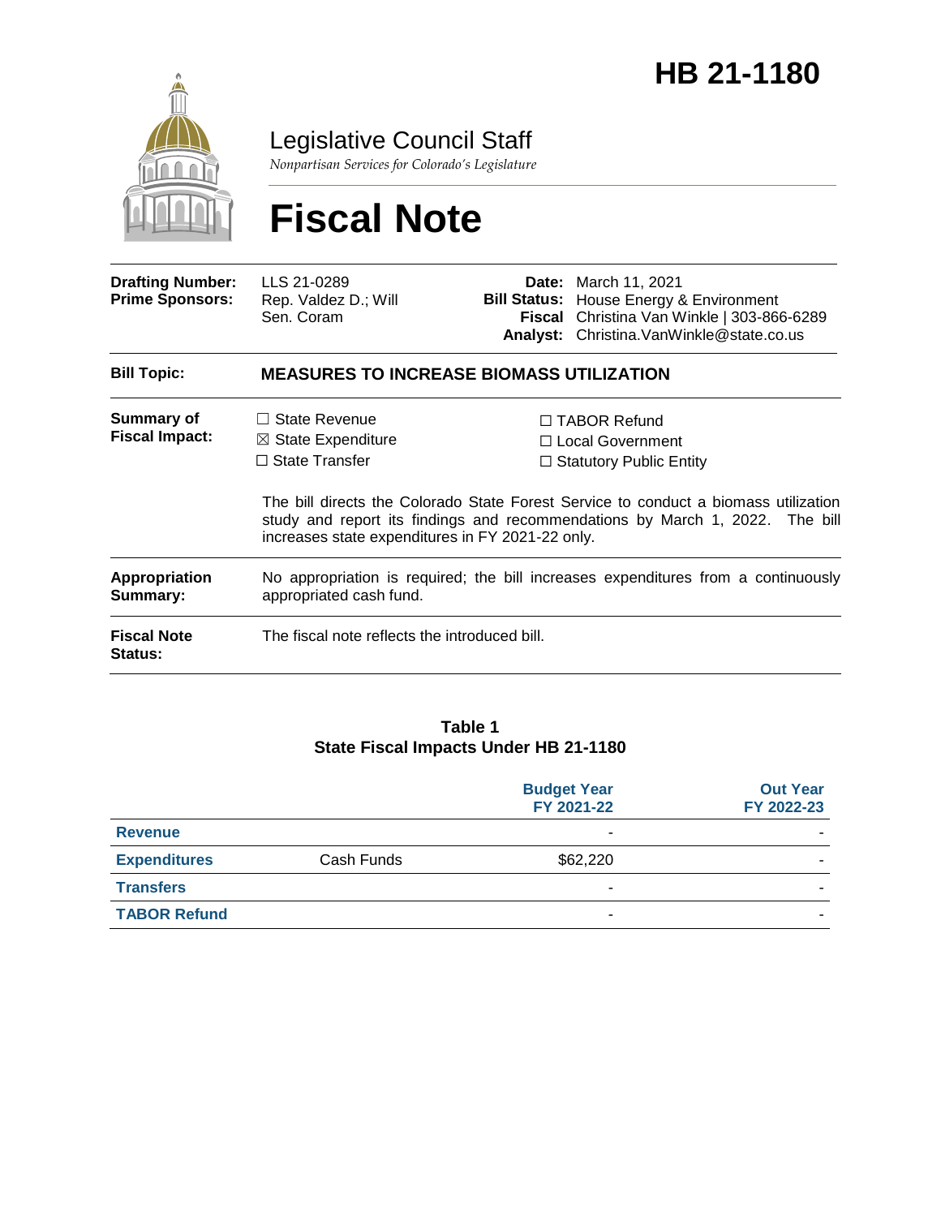# HB 21-1180

Legislative Council Staff

*Nonpartisan Services for Colorado's Legislature*

# Fiscal Note

| | | | |
|---|---|---|---|
| **Drafting Number:** | LLS 21-0289 | **Date:** | March 11, 2021 |
| **Prime Sponsors:** | Rep. Valdez D.; Will<br>Sen. Coram | **Bill Status:** | House Energy & Environment |
| | | **Fiscal Analyst:** | Christina Van Winkle \| 303-866-6289<br>Christina.VanWinkle@state.co.us |

**Bill Topic:** **MEASURES TO INCREASE BIOMASS UTILIZATION**

**Summary of Fiscal Impact:**

☐ State Revenue
☒ State Expenditure
☐ State Transfer
☐ TABOR Refund
☐ Local Government
☐ Statutory Public Entity

The bill directs the Colorado State Forest Service to conduct a biomass utilization study and report its findings and recommendations by March 1, 2022. The bill increases state expenditures in FY 2021-22 only.

**Appropriation Summary:** No appropriation is required; the bill increases expenditures from a continuously appropriated cash fund.

**Fiscal Note Status:** The fiscal note reflects the introduced bill.

**Table 1**
**State Fiscal Impacts Under HB 21-1180**

| | | Budget Year FY 2021-22 | Out Year FY 2022-23 |
|---|---|---|---|
| **Revenue** | | - | - |
| **Expenditures** | Cash Funds | $62,220 | - |
| **Transfers** | | - | - |
| **TABOR Refund** | | - | - |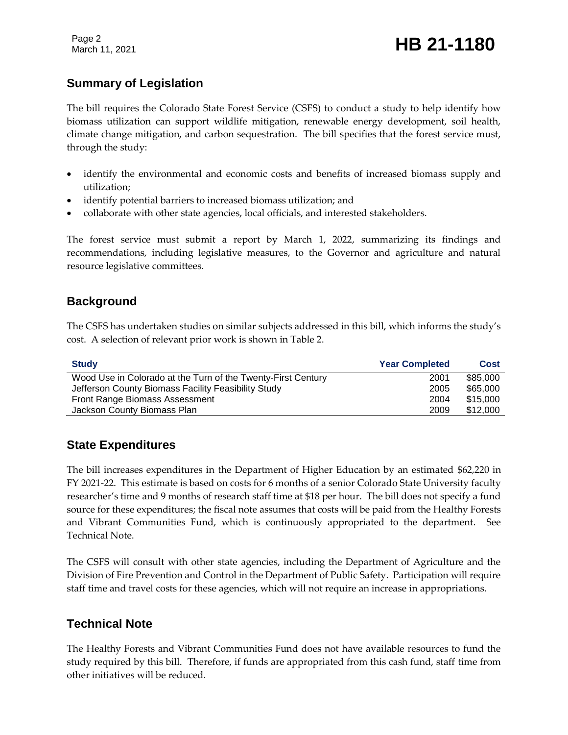## Summary of Legislation

The bill requires the Colorado State Forest Service (CSFS) to conduct a study to help identify how biomass utilization can support wildlife mitigation, renewable energy development, soil health, climate change mitigation, and carbon sequestration. The bill specifies that the forest service must, through the study:

- identify the environmental and economic costs and benefits of increased biomass supply and utilization;
- identify potential barriers to increased biomass utilization; and
- collaborate with other state agencies, local officials, and interested stakeholders.

The forest service must submit a report by March 1, 2022, summarizing its findings and recommendations, including legislative measures, to the Governor and agriculture and natural resource legislative committees.

## Background

The CSFS has undertaken studies on similar subjects addressed in this bill, which informs the study's cost. A selection of relevant prior work is shown in Table 2.

| Study | Year Completed | Cost |
|---|---|---|
| Wood Use in Colorado at the Turn of the Twenty-First Century | 2001 | $85,000 |
| Jefferson County Biomass Facility Feasibility Study | 2005 | $65,000 |
| Front Range Biomass Assessment | 2004 | $15,000 |
| Jackson County Biomass Plan | 2009 | $12,000 |

## State Expenditures

The bill increases expenditures in the Department of Higher Education by an estimated $62,220 in FY 2021-22. This estimate is based on costs for 6 months of a senior Colorado State University faculty researcher's time and 9 months of research staff time at $18 per hour. The bill does not specify a fund source for these expenditures; the fiscal note assumes that costs will be paid from the Healthy Forests and Vibrant Communities Fund, which is continuously appropriated to the department. See Technical Note.

The CSFS will consult with other state agencies, including the Department of Agriculture and the Division of Fire Prevention and Control in the Department of Public Safety. Participation will require staff time and travel costs for these agencies, which will not require an increase in appropriations.

## Technical Note

The Healthy Forests and Vibrant Communities Fund does not have available resources to fund the study required by this bill. Therefore, if funds are appropriated from this cash fund, staff time from other initiatives will be reduced.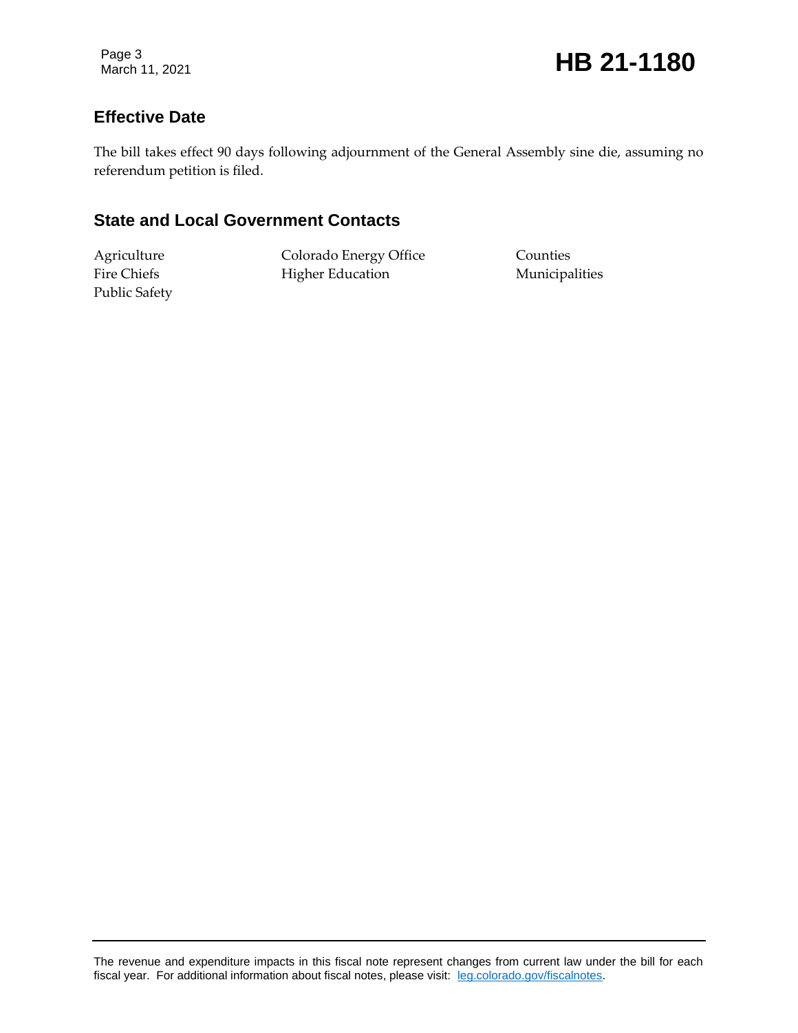## Effective Date

The bill takes effect 90 days following adjournment of the General Assembly sine die, assuming no referendum petition is filed.

## State and Local Government Contacts

| | | |
|---|---|---|
| Agriculture | Colorado Energy Office | Counties |
| Fire Chiefs | Higher Education | Municipalities |
| Public Safety | | |

The revenue and expenditure impacts in this fiscal note represent changes from current law under the bill for each fiscal year. For additional information about fiscal notes, please visit: leg.colorado.gov/fiscalnotes.